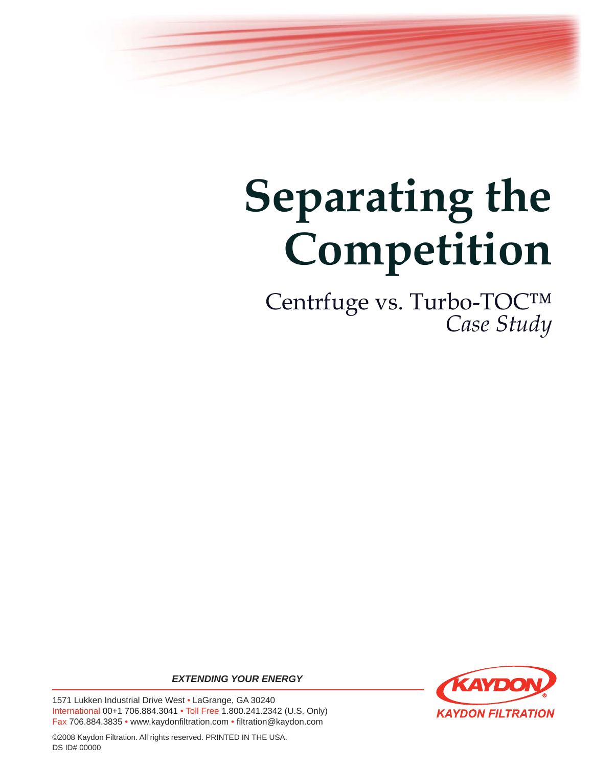# Separating the Competition

## Centrfuge vs. Turbo-TOC™

*Case Study*

***EXTENDING YOUR ENERGY***

1571 Lukken Industrial Drive West • LaGrange, GA 30240
International 00+1 706.884.3041 • Toll Free 1.800.241.2342 (U.S. Only)
Fax 706.884.3835 • www.kaydonfiltration.com • filtration@kaydon.com

KAYDON®
KAYDON FILTRATION

©2008 Kaydon Filtration. All rights reserved. PRINTED IN THE USA.
DS ID# 00000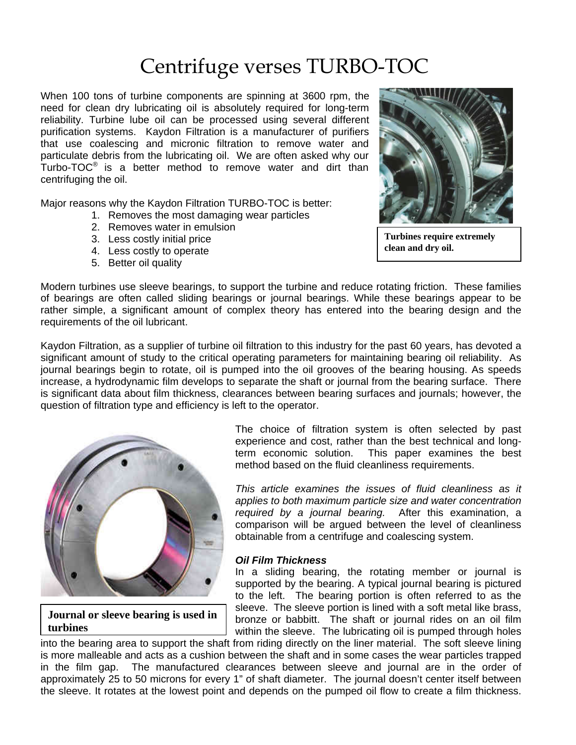# Centrifuge verses TURBO-TOC

When 100 tons of turbine components are spinning at 3600 rpm, the need for clean dry lubricating oil is absolutely required for long-term reliability. Turbine lube oil can be processed using several different purification systems. Kaydon Filtration is a manufacturer of purifiers that use coalescing and micronic filtration to remove water and particulate debris from the lubricating oil. We are often asked why our Turbo-TOC® is a better method to remove water and dirt than centrifuging the oil.

Major reasons why the Kaydon Filtration TURBO-TOC is better:

1. Removes the most damaging wear particles
2. Removes water in emulsion
3. Less costly initial price
4. Less costly to operate
5. Better oil quality

**Turbines require extremely clean and dry oil.**

Modern turbines use sleeve bearings, to support the turbine and reduce rotating friction. These families of bearings are often called sliding bearings or journal bearings. While these bearings appear to be rather simple, a significant amount of complex theory has entered into the bearing design and the requirements of the oil lubricant.

Kaydon Filtration, as a supplier of turbine oil filtration to this industry for the past 60 years, has devoted a significant amount of study to the critical operating parameters for maintaining bearing oil reliability. As journal bearings begin to rotate, oil is pumped into the oil grooves of the bearing housing. As speeds increase, a hydrodynamic film develops to separate the shaft or journal from the bearing surface. There is significant data about film thickness, clearances between bearing surfaces and journals; however, the question of filtration type and efficiency is left to the operator.

**Journal or sleeve bearing is used in turbines**

The choice of filtration system is often selected by past experience and cost, rather than the best technical and long-term economic solution. This paper examines the best method based on the fluid cleanliness requirements.

*This article examines the issues of fluid cleanliness as it applies to both maximum particle size and water concentration required by a journal bearing.* After this examination, a comparison will be argued between the level of cleanliness obtainable from a centrifuge and coalescing system.

### *Oil Film Thickness*

In a sliding bearing, the rotating member or journal is supported by the bearing. A typical journal bearing is pictured to the left. The bearing portion is often referred to as the sleeve. The sleeve portion is lined with a soft metal like brass, bronze or babbitt. The shaft or journal rides on an oil film within the sleeve. The lubricating oil is pumped through holes into the bearing area to support the shaft from riding directly on the liner material. The soft sleeve lining is more malleable and acts as a cushion between the shaft and in some cases the wear particles trapped in the film gap. The manufactured clearances between sleeve and journal are in the order of approximately 25 to 50 microns for every 1" of shaft diameter. The journal doesn't center itself between the sleeve. It rotates at the lowest point and depends on the pumped oil flow to create a film thickness.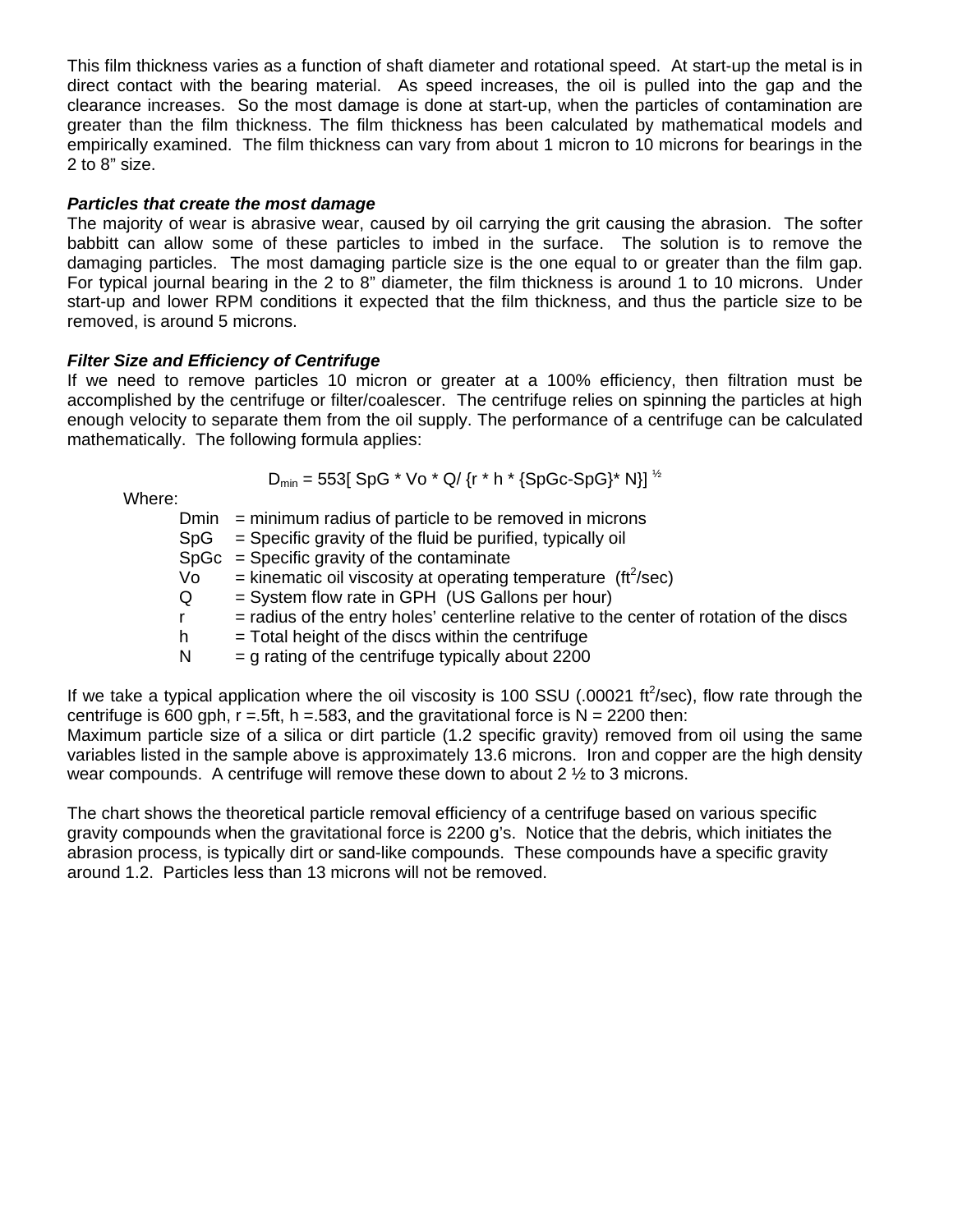This film thickness varies as a function of shaft diameter and rotational speed. At start-up the metal is in direct contact with the bearing material. As speed increases, the oil is pulled into the gap and the clearance increases. So the most damage is done at start-up, when the particles of contamination are greater than the film thickness. The film thickness has been calculated by mathematical models and empirically examined. The film thickness can vary from about 1 micron to 10 microns for bearings in the 2 to 8" size.

***Particles that create the most damage***

The majority of wear is abrasive wear, caused by oil carrying the grit causing the abrasion. The softer babbitt can allow some of these particles to imbed in the surface. The solution is to remove the damaging particles. The most damaging particle size is the one equal to or greater than the film gap. For typical journal bearing in the 2 to 8" diameter, the film thickness is around 1 to 10 microns. Under start-up and lower RPM conditions it expected that the film thickness, and thus the particle size to be removed, is around 5 microns.

***Filter Size and Efficiency of Centrifuge***

If we need to remove particles 10 micron or greater at a 100% efficiency, then filtration must be accomplished by the centrifuge or filter/coalescer. The centrifuge relies on spinning the particles at high enough velocity to separate them from the oil supply. The performance of a centrifuge can be calculated mathematically. The following formula applies:

$$D_{min} = 553[\, SpG * Vo * Q / \{r * h * \{SpGc - SpG\} * N\}]^{1/2}$$

Where:

- Dmin = minimum radius of particle to be removed in microns
- SpG = Specific gravity of the fluid be purified, typically oil
- SpGc = Specific gravity of the contaminate
- Vo = kinematic oil viscosity at operating temperature ($ft^2$/sec)
- Q = System flow rate in GPH (US Gallons per hour)
- r = radius of the entry holes' centerline relative to the center of rotation of the discs
- h = Total height of the discs within the centrifuge
- N = g rating of the centrifuge typically about 2200

If we take a typical application where the oil viscosity is 100 SSU (.00021 $ft^2$/sec), flow rate through the centrifuge is 600 gph, r =.5ft, h =.583, and the gravitational force is N = 2200 then:
Maximum particle size of a silica or dirt particle (1.2 specific gravity) removed from oil using the same variables listed in the sample above is approximately 13.6 microns. Iron and copper are the high density wear compounds. A centrifuge will remove these down to about 2 ½ to 3 microns.

The chart shows the theoretical particle removal efficiency of a centrifuge based on various specific gravity compounds when the gravitational force is 2200 g's. Notice that the debris, which initiates the abrasion process, is typically dirt or sand-like compounds. These compounds have a specific gravity around 1.2. Particles less than 13 microns will not be removed.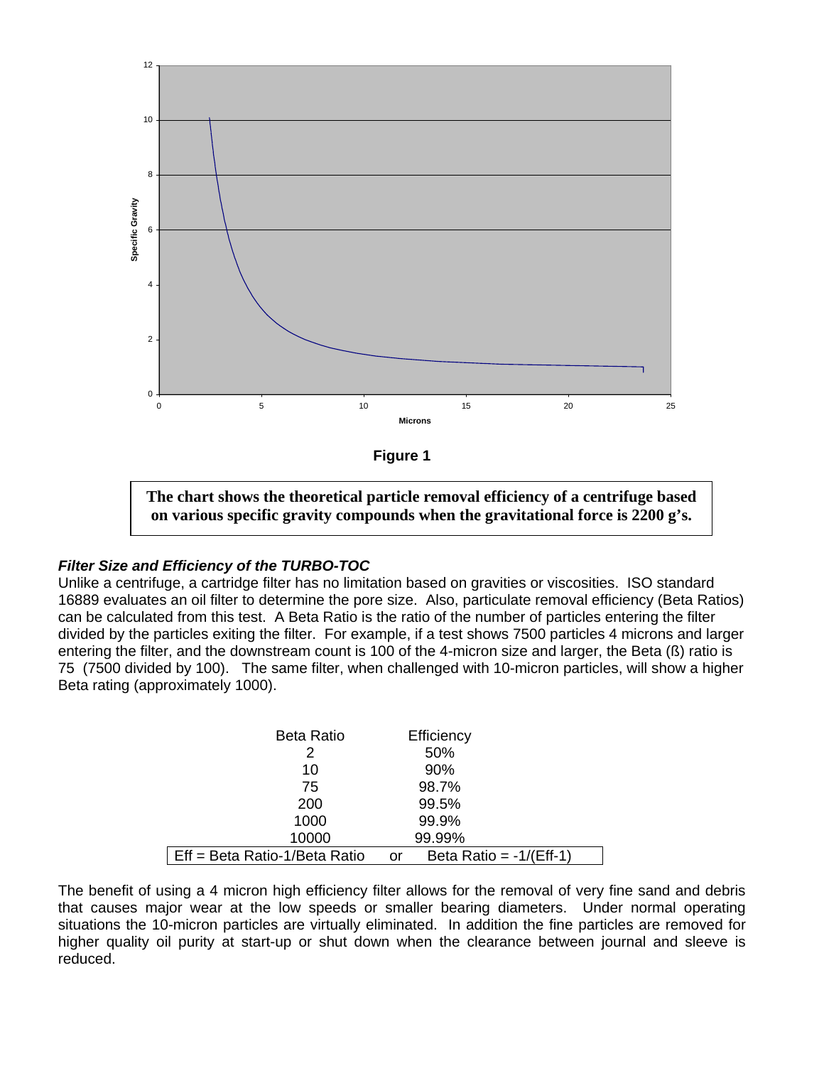**Figure 1**

**The chart shows the theoretical particle removal efficiency of a centrifuge based on various specific gravity compounds when the gravitational force is 2200 g's.**

***Filter Size and Efficiency of the TURBO-TOC***

Unlike a centrifuge, a cartridge filter has no limitation based on gravities or viscosities. ISO standard 16889 evaluates an oil filter to determine the pore size. Also, particulate removal efficiency (Beta Ratios) can be calculated from this test. A Beta Ratio is the ratio of the number of particles entering the filter divided by the particles exiting the filter. For example, if a test shows 7500 particles 4 microns and larger entering the filter, and the downstream count is 100 of the 4-micron size and larger, the Beta (ß) ratio is 75 (7500 divided by 100). The same filter, when challenged with 10-micron particles, will show a higher Beta rating (approximately 1000).

| Beta Ratio | Efficiency |
|---|---|
| 2 | 50% |
| 10 | 90% |
| 75 | 98.7% |
| 200 | 99.5% |
| 1000 | 99.9% |
| 10000 | 99.99% |
| Eff = Beta Ratio-1/Beta Ratio | or Beta Ratio = -1/(Eff-1) |

The benefit of using a 4 micron high efficiency filter allows for the removal of very fine sand and debris that causes major wear at the low speeds or smaller bearing diameters. Under normal operating situations the 10-micron particles are virtually eliminated. In addition the fine particles are removed for higher quality oil purity at start-up or shut down when the clearance between journal and sleeve is reduced.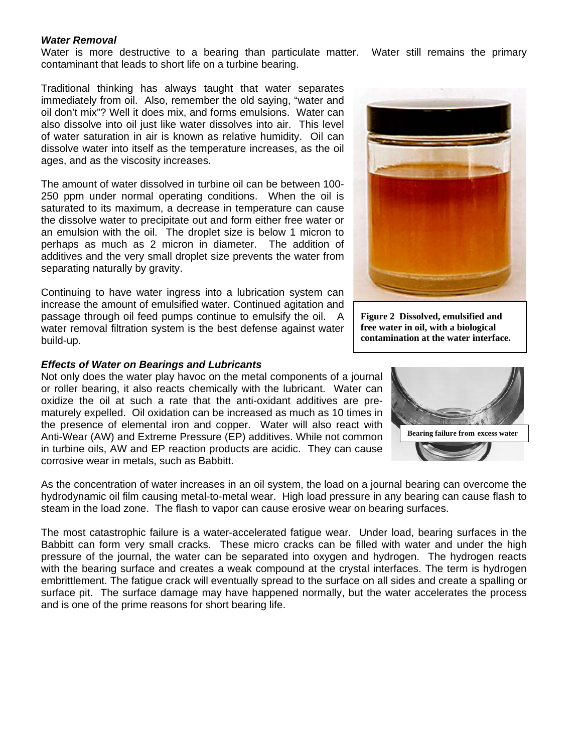***Water Removal***

Water is more destructive to a bearing than particulate matter. Water still remains the primary contaminant that leads to short life on a turbine bearing.

Traditional thinking has always taught that water separates immediately from oil. Also, remember the old saying, “water and oil don’t mix”? Well it does mix, and forms emulsions. Water can also dissolve into oil just like water dissolves into air. This level of water saturation in air is known as relative humidity. Oil can dissolve water into itself as the temperature increases, as the oil ages, and as the viscosity increases.

The amount of water dissolved in turbine oil can be between 100-250 ppm under normal operating conditions. When the oil is saturated to its maximum, a decrease in temperature can cause the dissolve water to precipitate out and form either free water or an emulsion with the oil. The droplet size is below 1 micron to perhaps as much as 2 micron in diameter. The addition of additives and the very small droplet size prevents the water from separating naturally by gravity.

Continuing to have water ingress into a lubrication system can increase the amount of emulsified water. Continued agitation and passage through oil feed pumps continue to emulsify the oil. A water removal filtration system is the best defense against water build-up.

**Figure 2 Dissolved, emulsified and free water in oil, with a biological contamination at the water interface.**

***Effects of Water on Bearings and Lubricants***

Not only does the water play havoc on the metal components of a journal or roller bearing, it also reacts chemically with the lubricant. Water can oxidize the oil at such a rate that the anti-oxidant additives are prematurely expelled. Oil oxidation can be increased as much as 10 times in the presence of elemental iron and copper. Water will also react with Anti-Wear (AW) and Extreme Pressure (EP) additives. While not common in turbine oils, AW and EP reaction products are acidic. They can cause corrosive wear in metals, such as Babbitt.

**Bearing failure from excess water**

As the concentration of water increases in an oil system, the load on a journal bearing can overcome the hydrodynamic oil film causing metal-to-metal wear. High load pressure in any bearing can cause flash to steam in the load zone. The flash to vapor can cause erosive wear on bearing surfaces.

The most catastrophic failure is a water-accelerated fatigue wear. Under load, bearing surfaces in the Babbitt can form very small cracks. These micro cracks can be filled with water and under the high pressure of the journal, the water can be separated into oxygen and hydrogen. The hydrogen reacts with the bearing surface and creates a weak compound at the crystal interfaces. The term is hydrogen embrittlement. The fatigue crack will eventually spread to the surface on all sides and create a spalling or surface pit. The surface damage may have happened normally, but the water accelerates the process and is one of the prime reasons for short bearing life.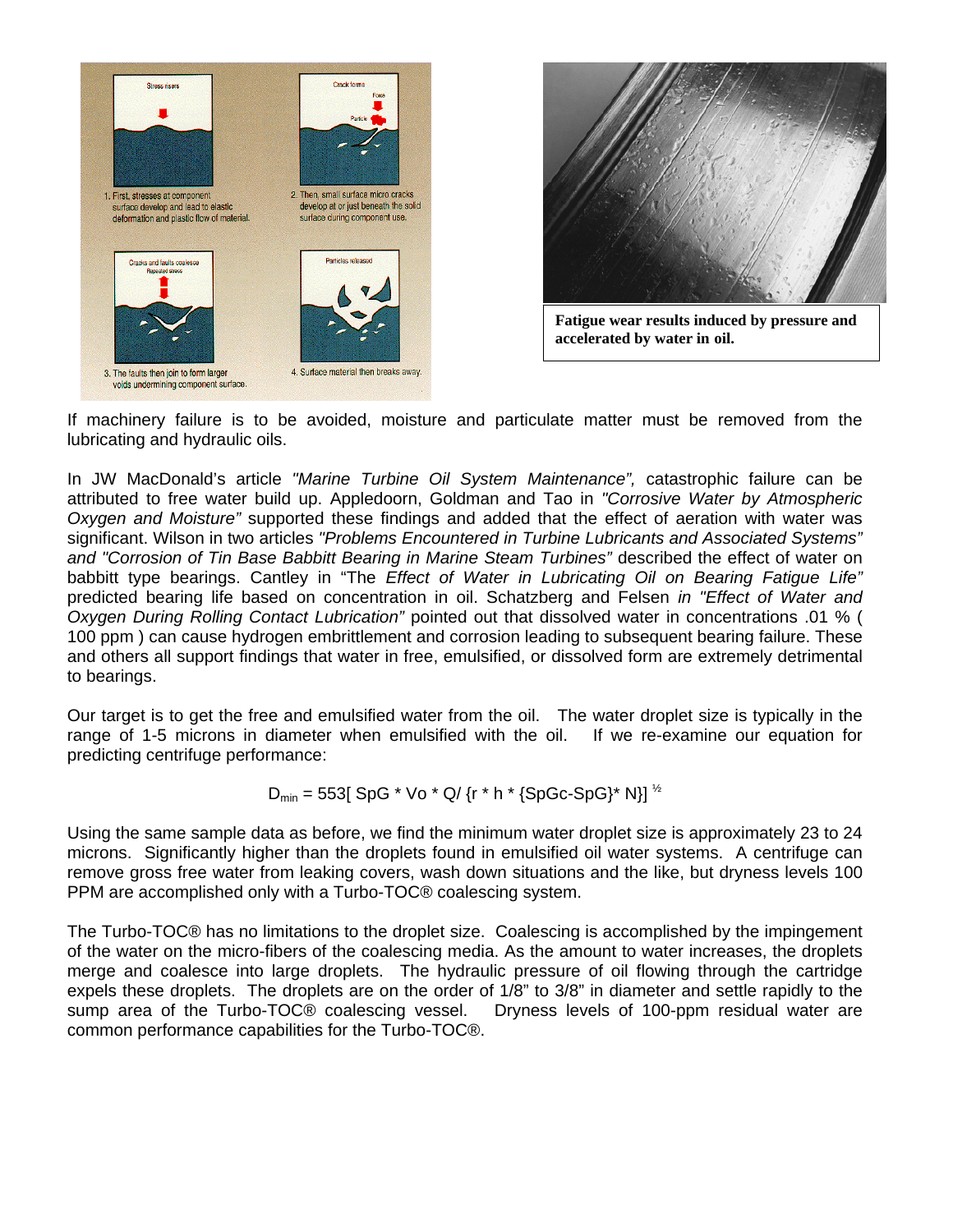1. First, stresses at component surface develop and lead to elastic deformation and plastic flow of material.

2. Then, small surface micro cracks develop at or just beneath the solid surface during component use.

3. The faults then join to form larger voids undermining component surface.

4. Surface material then breaks away.

**Fatigue wear results induced by pressure and accelerated by water in oil.**

If machinery failure is to be avoided, moisture and particulate matter must be removed from the lubricating and hydraulic oils.

In JW MacDonald's article *"Marine Turbine Oil System Maintenance",* catastrophic failure can be attributed to free water build up. Appledoorn, Goldman and Tao in *"Corrosive Water by Atmospheric Oxygen and Moisture"* supported these findings and added that the effect of aeration with water was significant. Wilson in two articles *"Problems Encountered in Turbine Lubricants and Associated Systems" and "Corrosion of Tin Base Babbitt Bearing in Marine Steam Turbines"* described the effect of water on babbitt type bearings. Cantley in "The *Effect of Water in Lubricating Oil on Bearing Fatigue Life"* predicted bearing life based on concentration in oil. Schatzberg and Felsen *in "Effect of Water and Oxygen During Rolling Contact Lubrication"* pointed out that dissolved water in concentrations .01 % ( 100 ppm ) can cause hydrogen embrittlement and corrosion leading to subsequent bearing failure. These and others all support findings that water in free, emulsified, or dissolved form are extremely detrimental to bearings.

Our target is to get the free and emulsified water from the oil. The water droplet size is typically in the range of 1-5 microns in diameter when emulsified with the oil. If we re-examine our equation for predicting centrifuge performance:

$$D_{min} = 553[\, SpG * Vo * Q / \{r * h * \{SpGc - SpG\} * N\}]^{1/2}$$

Using the same sample data as before, we find the minimum water droplet size is approximately 23 to 24 microns. Significantly higher than the droplets found in emulsified oil water systems. A centrifuge can remove gross free water from leaking covers, wash down situations and the like, but dryness levels 100 PPM are accomplished only with a Turbo-TOC® coalescing system.

The Turbo-TOC® has no limitations to the droplet size. Coalescing is accomplished by the impingement of the water on the micro-fibers of the coalescing media. As the amount to water increases, the droplets merge and coalesce into large droplets. The hydraulic pressure of oil flowing through the cartridge expels these droplets. The droplets are on the order of 1/8" to 3/8" in diameter and settle rapidly to the sump area of the Turbo-TOC® coalescing vessel. Dryness levels of 100-ppm residual water are common performance capabilities for the Turbo-TOC®.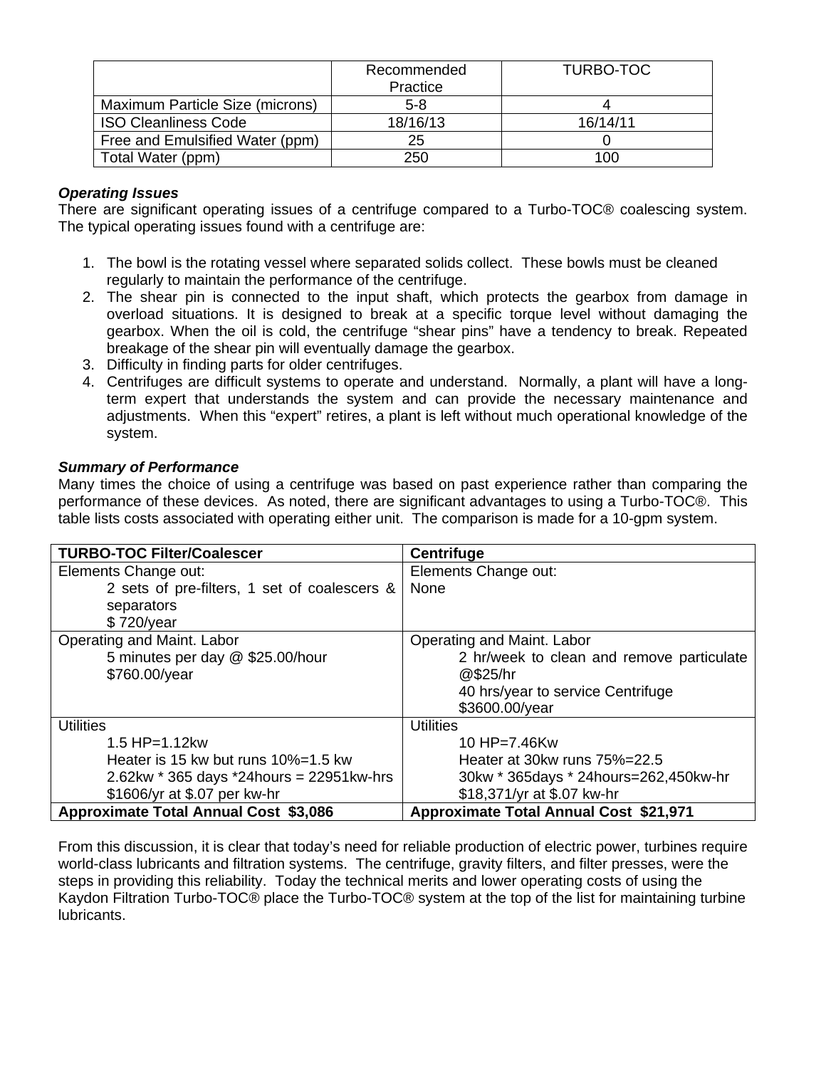| | Recommended Practice | TURBO-TOC |
|---|---|---|
| Maximum Particle Size (microns) | 5-8 | 4 |
| ISO Cleanliness Code | 18/16/13 | 16/14/11 |
| Free and Emulsified Water (ppm) | 25 | 0 |
| Total Water (ppm) | 250 | 100 |

***Operating Issues***

There are significant operating issues of a centrifuge compared to a Turbo-TOC® coalescing system. The typical operating issues found with a centrifuge are:

1. The bowl is the rotating vessel where separated solids collect. These bowls must be cleaned regularly to maintain the performance of the centrifuge.
2. The shear pin is connected to the input shaft, which protects the gearbox from damage in overload situations. It is designed to break at a specific torque level without damaging the gearbox. When the oil is cold, the centrifuge "shear pins" have a tendency to break. Repeated breakage of the shear pin will eventually damage the gearbox.
3. Difficulty in finding parts for older centrifuges.
4. Centrifuges are difficult systems to operate and understand. Normally, a plant will have a long-term expert that understands the system and can provide the necessary maintenance and adjustments. When this "expert" retires, a plant is left without much operational knowledge of the system.

***Summary of Performance***

Many times the choice of using a centrifuge was based on past experience rather than comparing the performance of these devices. As noted, there are significant advantages to using a Turbo-TOC®. This table lists costs associated with operating either unit. The comparison is made for a 10-gpm system.

| **TURBO-TOC Filter/Coalescer** | **Centrifuge** |
|---|---|
| Elements Change out:<br>2 sets of pre-filters, 1 set of coalescers & separators<br>$ 720/year | Elements Change out:<br>None |
| Operating and Maint. Labor<br>5 minutes per day @ $25.00/hour<br>$760.00/year | Operating and Maint. Labor<br>2 hr/week to clean and remove particulate @$25/hr<br>40 hrs/year to service Centrifuge<br>$3600.00/year |
| Utilities<br>1.5 HP=1.12kw<br>Heater is 15 kw but runs 10%=1.5 kw<br>2.62kw * 365 days *24hours = 22951kw-hrs<br>$1606/yr at $.07 per kw-hr | Utilities<br>10 HP=7.46Kw<br>Heater at 30kw runs 75%=22.5<br>30kw * 365days * 24hours=262,450kw-hr<br>$18,371/yr at $.07 kw-hr |
| **Approximate Total Annual Cost $3,086** | **Approximate Total Annual Cost $21,971** |

From this discussion, it is clear that today's need for reliable production of electric power, turbines require world-class lubricants and filtration systems. The centrifuge, gravity filters, and filter presses, were the steps in providing this reliability. Today the technical merits and lower operating costs of using the Kaydon Filtration Turbo-TOC® place the Turbo-TOC® system at the top of the list for maintaining turbine lubricants.